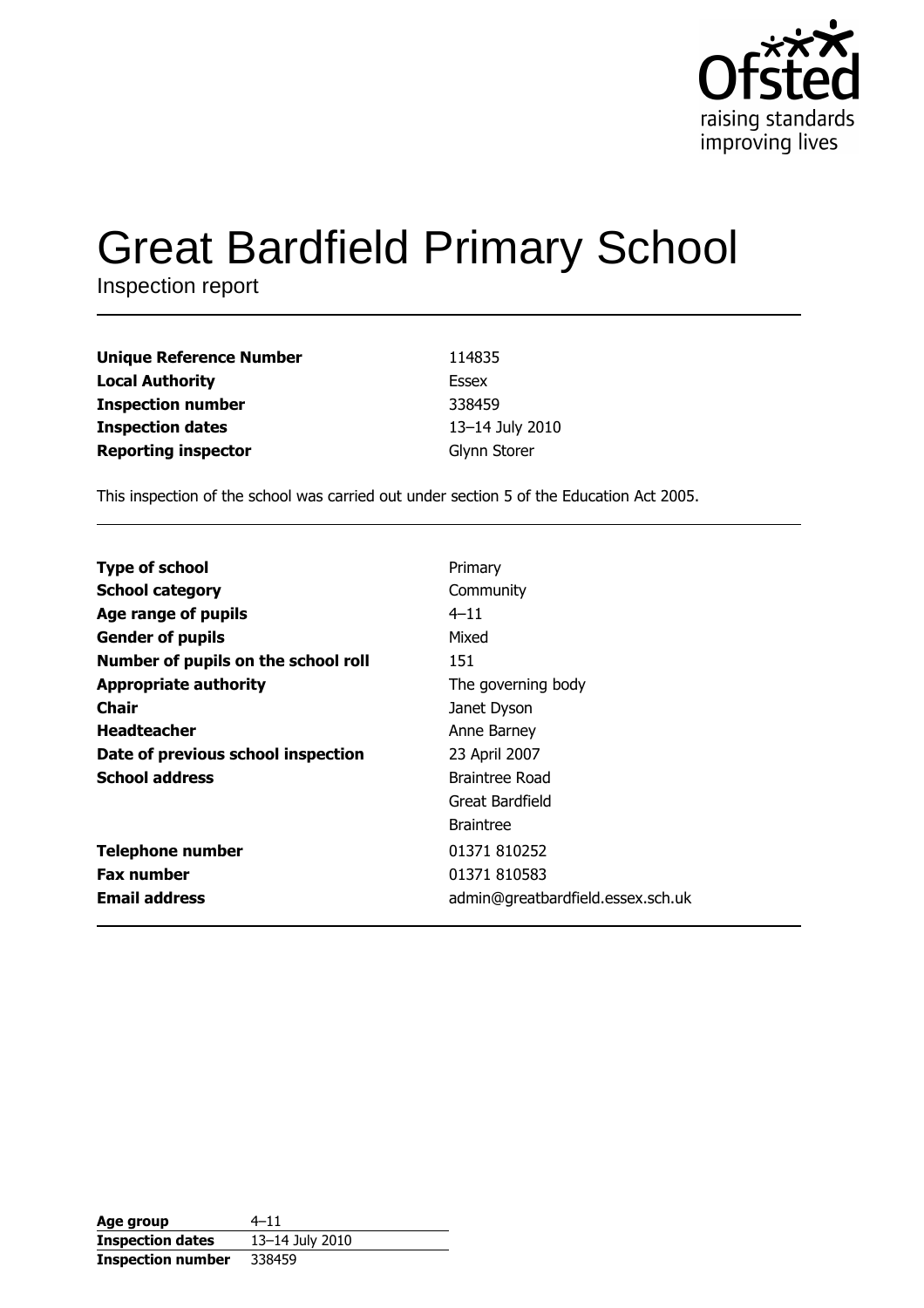Ofsted
raising standards
improving lives

# Great Bardfield Primary School

Inspection report

| | |
|---|---|
| **Unique Reference Number** | 114835 |
| **Local Authority** | Essex |
| **Inspection number** | 338459 |
| **Inspection dates** | 13–14 July 2010 |
| **Reporting inspector** | Glynn Storer |

This inspection of the school was carried out under section 5 of the Education Act 2005.

| | |
|---|---|
| **Type of school** | Primary |
| **School category** | Community |
| **Age range of pupils** | 4–11 |
| **Gender of pupils** | Mixed |
| **Number of pupils on the school roll** | 151 |
| **Appropriate authority** | The governing body |
| **Chair** | Janet Dyson |
| **Headteacher** | Anne Barney |
| **Date of previous school inspection** | 23 April 2007 |
| **School address** | Braintree Road<br>Great Bardfield<br>Braintree |
| **Telephone number** | 01371 810252 |
| **Fax number** | 01371 810583 |
| **Email address** | admin@greatbardfield.essex.sch.uk |

| | |
|---|---|
| **Age group** | 4–11 |
| **Inspection dates** | 13–14 July 2010 |
| **Inspection number** | 338459 |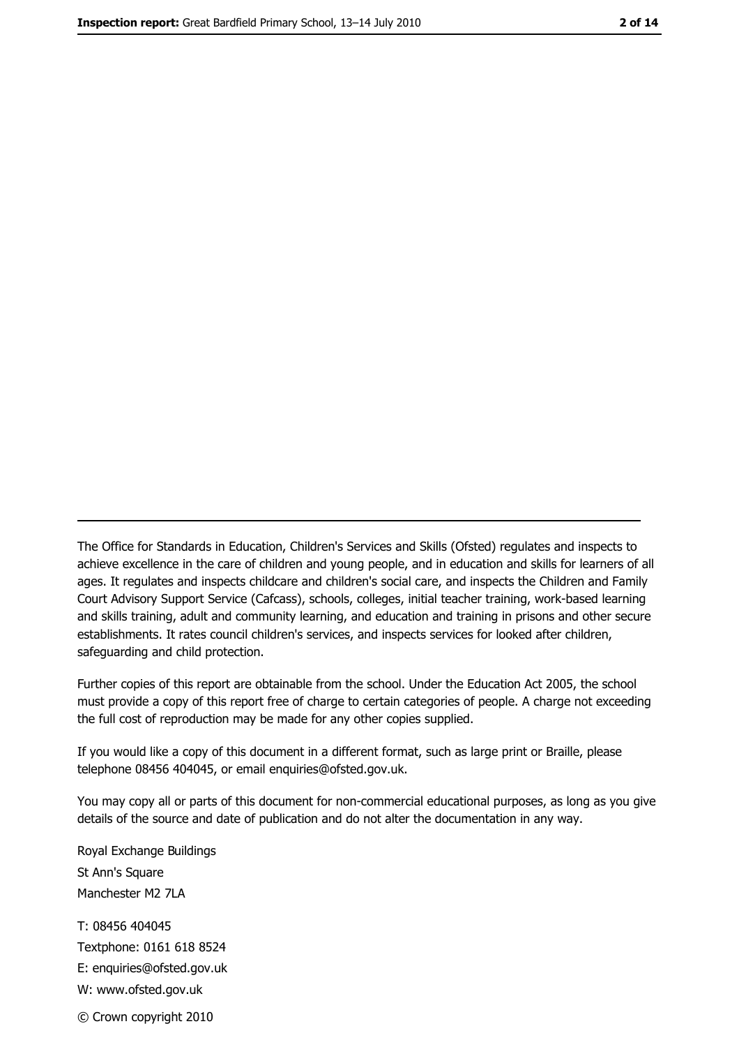The Office for Standards in Education, Children's Services and Skills (Ofsted) regulates and inspects to achieve excellence in the care of children and young people, and in education and skills for learners of all ages. It regulates and inspects childcare and children's social care, and inspects the Children and Family Court Advisory Support Service (Cafcass), schools, colleges, initial teacher training, work-based learning and skills training, adult and community learning, and education and training in prisons and other secure establishments. It rates council children's services, and inspects services for looked after children, safeguarding and child protection.

Further copies of this report are obtainable from the school. Under the Education Act 2005, the school must provide a copy of this report free of charge to certain categories of people. A charge not exceeding the full cost of reproduction may be made for any other copies supplied.

If you would like a copy of this document in a different format, such as large print or Braille, please telephone 08456 404045, or email enquiries@ofsted.gov.uk.

You may copy all or parts of this document for non-commercial educational purposes, as long as you give details of the source and date of publication and do not alter the documentation in any way.

Royal Exchange Buildings
St Ann's Square
Manchester M2 7LA

T: 08456 404045
Textphone: 0161 618 8524
E: enquiries@ofsted.gov.uk
W: www.ofsted.gov.uk

© Crown copyright 2010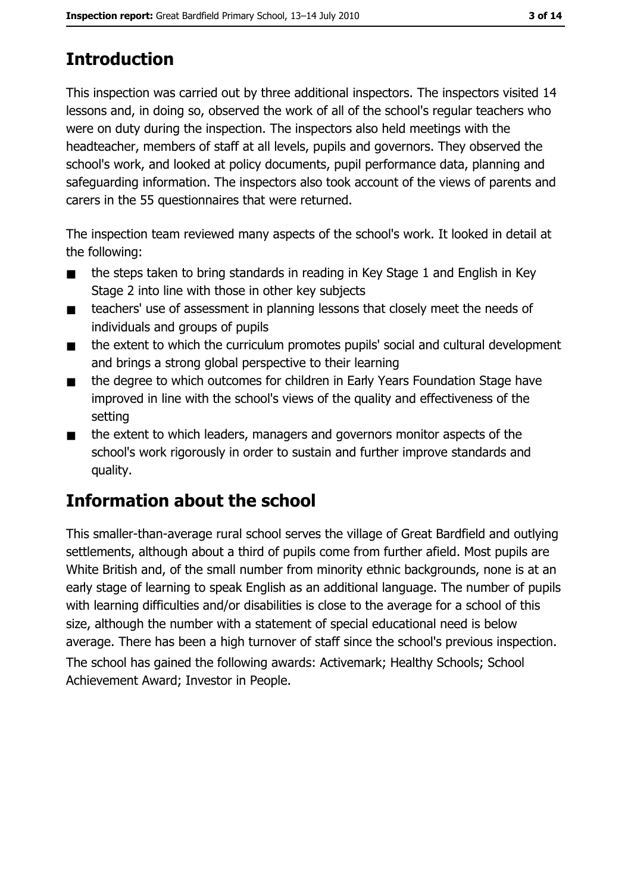## Introduction

This inspection was carried out by three additional inspectors. The inspectors visited 14 lessons and, in doing so, observed the work of all of the school's regular teachers who were on duty during the inspection. The inspectors also held meetings with the headteacher, members of staff at all levels, pupils and governors. They observed the school's work, and looked at policy documents, pupil performance data, planning and safeguarding information. The inspectors also took account of the views of parents and carers in the 55 questionnaires that were returned.

The inspection team reviewed many aspects of the school's work. It looked in detail at the following:

- the steps taken to bring standards in reading in Key Stage 1 and English in Key Stage 2 into line with those in other key subjects
- teachers' use of assessment in planning lessons that closely meet the needs of individuals and groups of pupils
- the extent to which the curriculum promotes pupils' social and cultural development and brings a strong global perspective to their learning
- the degree to which outcomes for children in Early Years Foundation Stage have improved in line with the school's views of the quality and effectiveness of the setting
- the extent to which leaders, managers and governors monitor aspects of the school's work rigorously in order to sustain and further improve standards and quality.

## Information about the school

This smaller-than-average rural school serves the village of Great Bardfield and outlying settlements, although about a third of pupils come from further afield. Most pupils are White British and, of the small number from minority ethnic backgrounds, none is at an early stage of learning to speak English as an additional language. The number of pupils with learning difficulties and/or disabilities is close to the average for a school of this size, although the number with a statement of special educational need is below average. There has been a high turnover of staff since the school's previous inspection.

The school has gained the following awards: Activemark; Healthy Schools; School Achievement Award; Investor in People.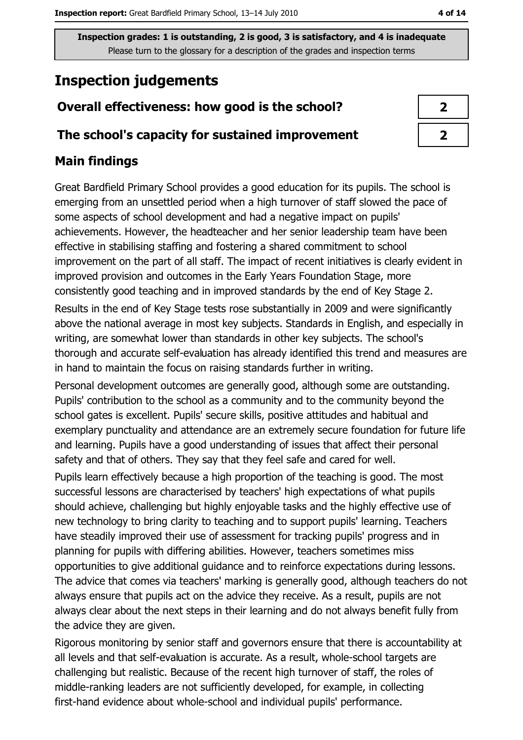Inspection grades: 1 is outstanding, 2 is good, 3 is satisfactory, and 4 is inadequate
Please turn to the glossary for a description of the grades and inspection terms

# Inspection judgements

| | |
|---|---|
| **Overall effectiveness: how good is the school?** | **2** |
| **The school's capacity for sustained improvement** | **2** |

## Main findings

Great Bardfield Primary School provides a good education for its pupils. The school is emerging from an unsettled period when a high turnover of staff slowed the pace of some aspects of school development and had a negative impact on pupils' achievements. However, the headteacher and her senior leadership team have been effective in stabilising staffing and fostering a shared commitment to school improvement on the part of all staff. The impact of recent initiatives is clearly evident in improved provision and outcomes in the Early Years Foundation Stage, more consistently good teaching and in improved standards by the end of Key Stage 2.

Results in the end of Key Stage tests rose substantially in 2009 and were significantly above the national average in most key subjects. Standards in English, and especially in writing, are somewhat lower than standards in other key subjects. The school's thorough and accurate self-evaluation has already identified this trend and measures are in hand to maintain the focus on raising standards further in writing.

Personal development outcomes are generally good, although some are outstanding. Pupils' contribution to the school as a community and to the community beyond the school gates is excellent. Pupils' secure skills, positive attitudes and habitual and exemplary punctuality and attendance are an extremely secure foundation for future life and learning. Pupils have a good understanding of issues that affect their personal safety and that of others. They say that they feel safe and cared for well.

Pupils learn effectively because a high proportion of the teaching is good. The most successful lessons are characterised by teachers' high expectations of what pupils should achieve, challenging but highly enjoyable tasks and the highly effective use of new technology to bring clarity to teaching and to support pupils' learning. Teachers have steadily improved their use of assessment for tracking pupils' progress and in planning for pupils with differing abilities. However, teachers sometimes miss opportunities to give additional guidance and to reinforce expectations during lessons. The advice that comes via teachers' marking is generally good, although teachers do not always ensure that pupils act on the advice they receive. As a result, pupils are not always clear about the next steps in their learning and do not always benefit fully from the advice they are given.

Rigorous monitoring by senior staff and governors ensure that there is accountability at all levels and that self-evaluation is accurate. As a result, whole-school targets are challenging but realistic. Because of the recent high turnover of staff, the roles of middle-ranking leaders are not sufficiently developed, for example, in collecting first-hand evidence about whole-school and individual pupils' performance.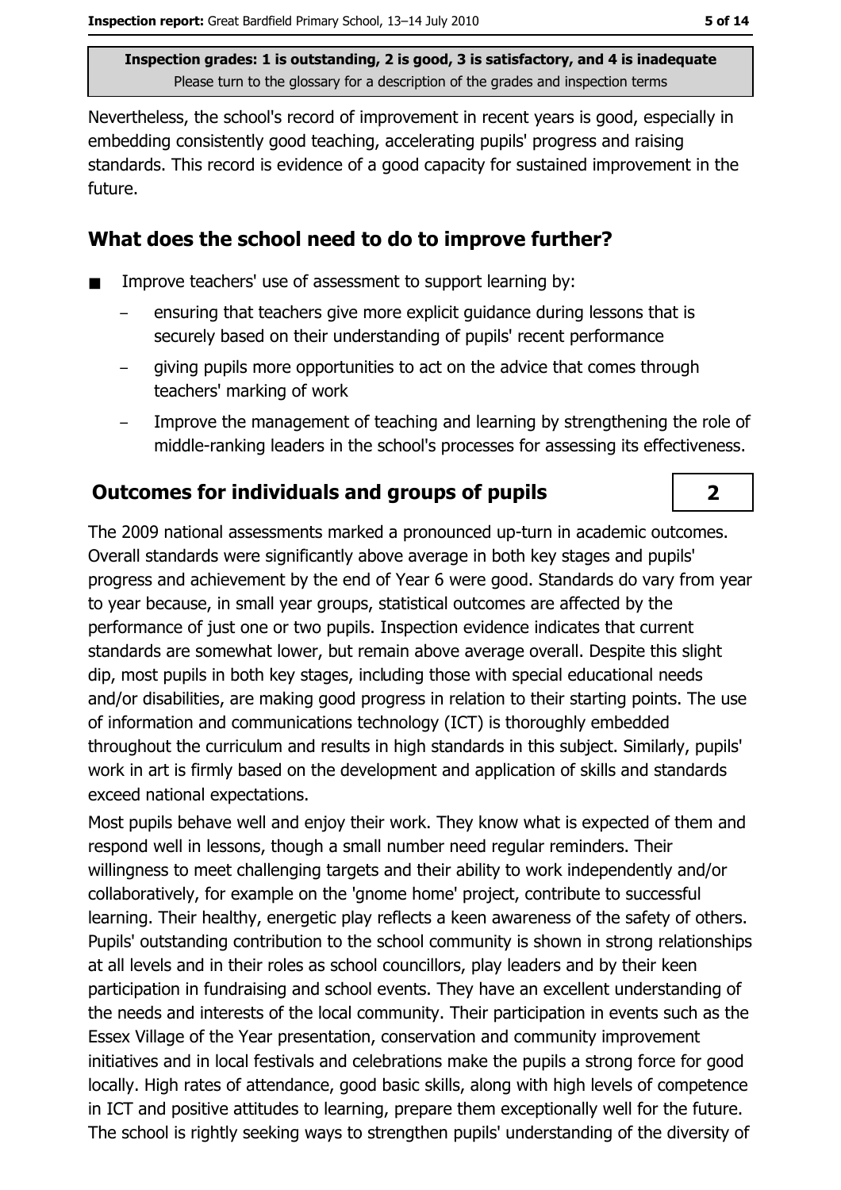Nevertheless, the school's record of improvement in recent years is good, especially in embedding consistently good teaching, accelerating pupils' progress and raising standards. This record is evidence of a good capacity for sustained improvement in the future.

## What does the school need to do to improve further?

- Improve teachers' use of assessment to support learning by:
  - ensuring that teachers give more explicit guidance during lessons that is securely based on their understanding of pupils' recent performance
  - giving pupils more opportunities to act on the advice that comes through teachers' marking of work
  - Improve the management of teaching and learning by strengthening the role of middle-ranking leaders in the school's processes for assessing its effectiveness.

## Outcomes for individuals and groups of pupils

**2**

The 2009 national assessments marked a pronounced up-turn in academic outcomes. Overall standards were significantly above average in both key stages and pupils' progress and achievement by the end of Year 6 were good. Standards do vary from year to year because, in small year groups, statistical outcomes are affected by the performance of just one or two pupils. Inspection evidence indicates that current standards are somewhat lower, but remain above average overall. Despite this slight dip, most pupils in both key stages, including those with special educational needs and/or disabilities, are making good progress in relation to their starting points. The use of information and communications technology (ICT) is thoroughly embedded throughout the curriculum and results in high standards in this subject. Similarly, pupils' work in art is firmly based on the development and application of skills and standards exceed national expectations.

Most pupils behave well and enjoy their work. They know what is expected of them and respond well in lessons, though a small number need regular reminders. Their willingness to meet challenging targets and their ability to work independently and/or collaboratively, for example on the 'gnome home' project, contribute to successful learning. Their healthy, energetic play reflects a keen awareness of the safety of others. Pupils' outstanding contribution to the school community is shown in strong relationships at all levels and in their roles as school councillors, play leaders and by their keen participation in fundraising and school events. They have an excellent understanding of the needs and interests of the local community. Their participation in events such as the Essex Village of the Year presentation, conservation and community improvement initiatives and in local festivals and celebrations make the pupils a strong force for good locally. High rates of attendance, good basic skills, along with high levels of competence in ICT and positive attitudes to learning, prepare them exceptionally well for the future. The school is rightly seeking ways to strengthen pupils' understanding of the diversity of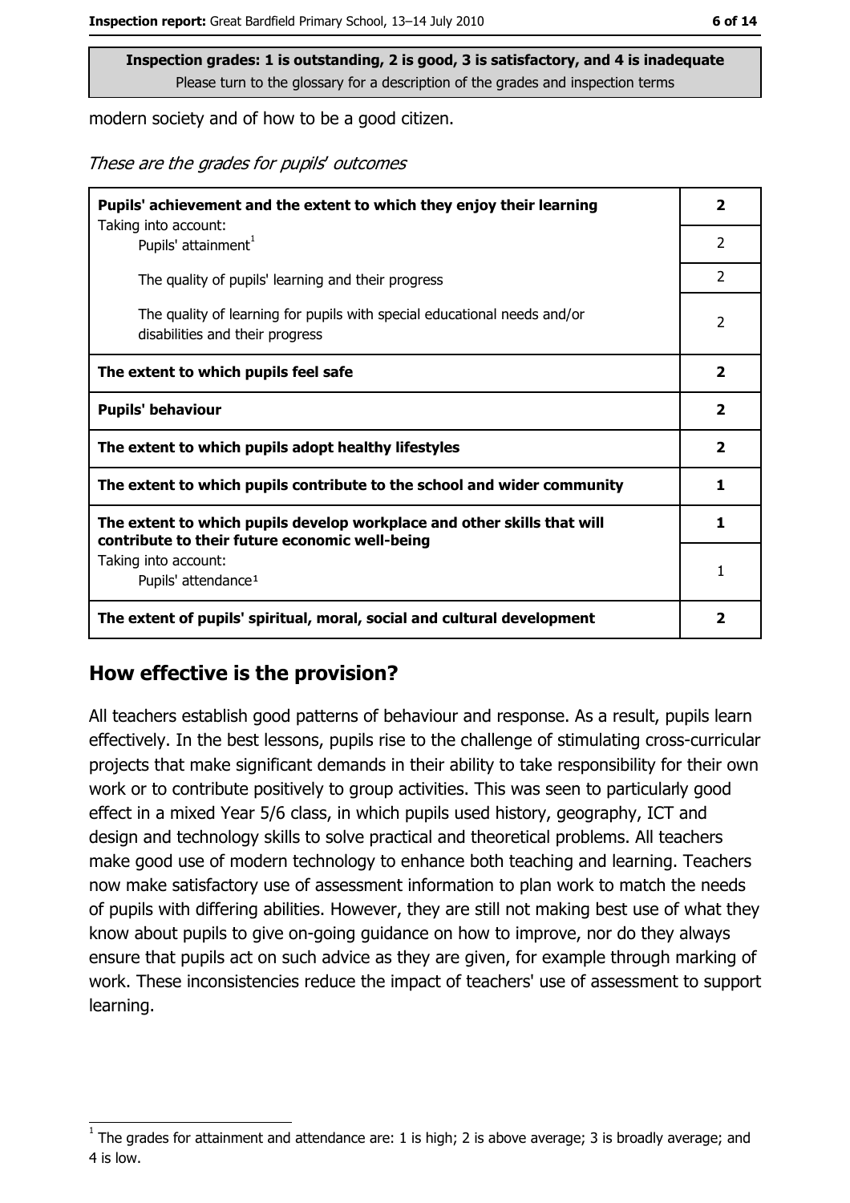Inspection grades: 1 is outstanding, 2 is good, 3 is satisfactory, and 4 is inadequate
Please turn to the glossary for a description of the grades and inspection terms

modern society and of how to be a good citizen.

*These are the grades for pupils' outcomes*

| | |
|---|---|
| **Pupils' achievement and the extent to which they enjoy their learning** | **2** |
| Taking into account: Pupils' attainment[1] | 2 |
| The quality of pupils' learning and their progress | 2 |
| The quality of learning for pupils with special educational needs and/or disabilities and their progress | 2 |
| **The extent to which pupils feel safe** | **2** |
| **Pupils' behaviour** | **2** |
| **The extent to which pupils adopt healthy lifestyles** | **2** |
| **The extent to which pupils contribute to the school and wider community** | **1** |
| **The extent to which pupils develop workplace and other skills that will contribute to their future economic well-being** | **1** |
| Taking into account: Pupils' attendance[1] | 1 |
| **The extent of pupils' spiritual, moral, social and cultural development** | **2** |

## How effective is the provision?

All teachers establish good patterns of behaviour and response. As a result, pupils learn effectively. In the best lessons, pupils rise to the challenge of stimulating cross-curricular projects that make significant demands in their ability to take responsibility for their own work or to contribute positively to group activities. This was seen to particularly good effect in a mixed Year 5/6 class, in which pupils used history, geography, ICT and design and technology skills to solve practical and theoretical problems. All teachers make good use of modern technology to enhance both teaching and learning. Teachers now make satisfactory use of assessment information to plan work to match the needs of pupils with differing abilities. However, they are still not making best use of what they know about pupils to give on-going guidance on how to improve, nor do they always ensure that pupils act on such advice as they are given, for example through marking of work. These inconsistencies reduce the impact of teachers' use of assessment to support learning.

[1] The grades for attainment and attendance are: 1 is high; 2 is above average; 3 is broadly average; and 4 is low.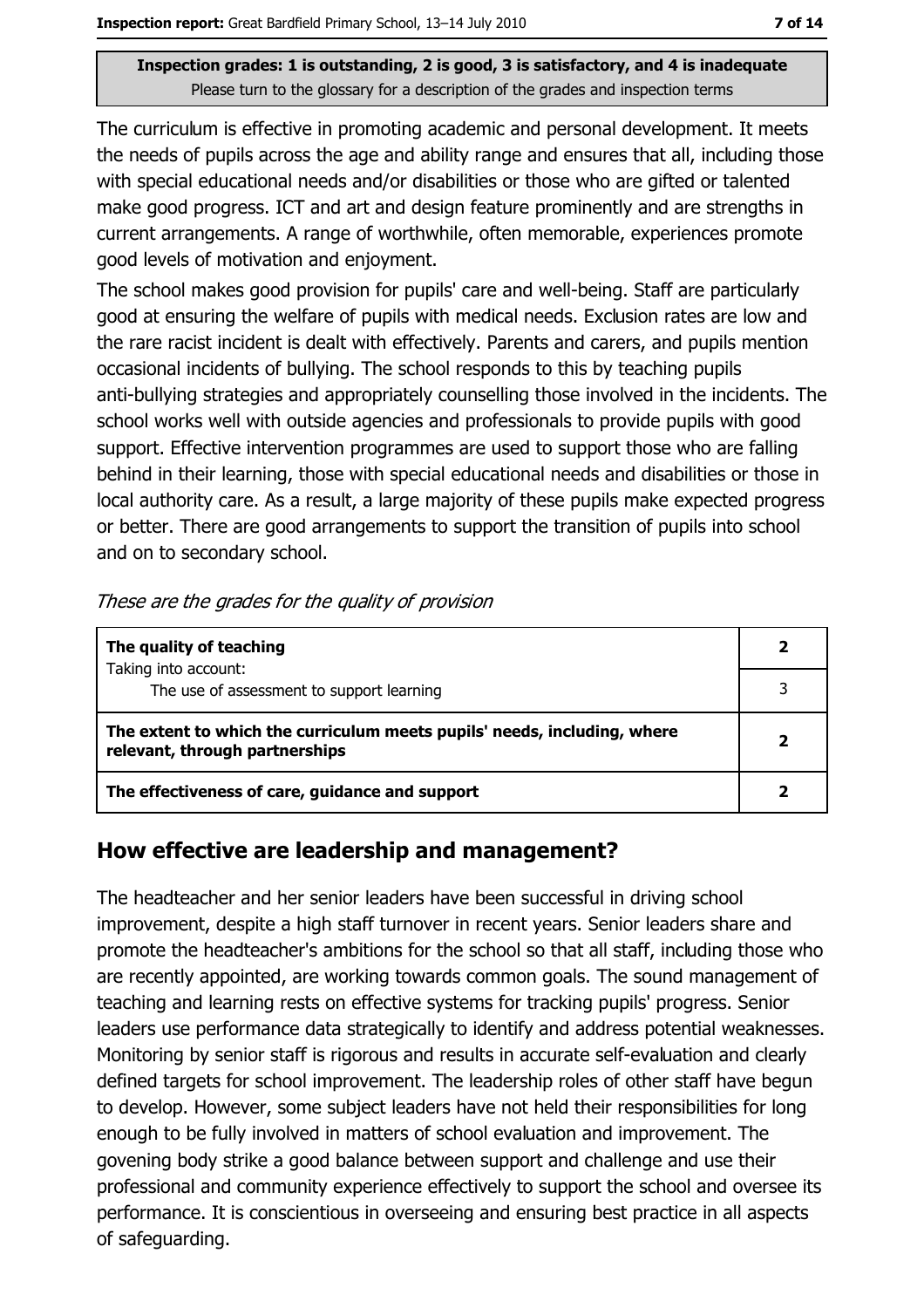**Inspection grades: 1 is outstanding, 2 is good, 3 is satisfactory, and 4 is inadequate**
Please turn to the glossary for a description of the grades and inspection terms

The curriculum is effective in promoting academic and personal development. It meets the needs of pupils across the age and ability range and ensures that all, including those with special educational needs and/or disabilities or those who are gifted or talented make good progress. ICT and art and design feature prominently and are strengths in current arrangements. A range of worthwhile, often memorable, experiences promote good levels of motivation and enjoyment.

The school makes good provision for pupils' care and well-being. Staff are particularly good at ensuring the welfare of pupils with medical needs. Exclusion rates are low and the rare racist incident is dealt with effectively. Parents and carers, and pupils mention occasional incidents of bullying. The school responds to this by teaching pupils anti-bullying strategies and appropriately counselling those involved in the incidents. The school works well with outside agencies and professionals to provide pupils with good support. Effective intervention programmes are used to support those who are falling behind in their learning, those with special educational needs and disabilities or those in local authority care. As a result, a large majority of these pupils make expected progress or better. There are good arrangements to support the transition of pupils into school and on to secondary school.

*These are the grades for the quality of provision*

| | |
|---|---|
| **The quality of teaching** Taking into account: | **2** |
| The use of assessment to support learning | 3 |
| **The extent to which the curriculum meets pupils' needs, including, where relevant, through partnerships** | **2** |
| **The effectiveness of care, guidance and support** | **2** |

## How effective are leadership and management?

The headteacher and her senior leaders have been successful in driving school improvement, despite a high staff turnover in recent years. Senior leaders share and promote the headteacher's ambitions for the school so that all staff, including those who are recently appointed, are working towards common goals. The sound management of teaching and learning rests on effective systems for tracking pupils' progress. Senior leaders use performance data strategically to identify and address potential weaknesses. Monitoring by senior staff is rigorous and results in accurate self-evaluation and clearly defined targets for school improvement. The leadership roles of other staff have begun to develop. However, some subject leaders have not held their responsibilities for long enough to be fully involved in matters of school evaluation and improvement. The govening body strike a good balance between support and challenge and use their professional and community experience effectively to support the school and oversee its performance. It is conscientious in overseeing and ensuring best practice in all aspects of safeguarding.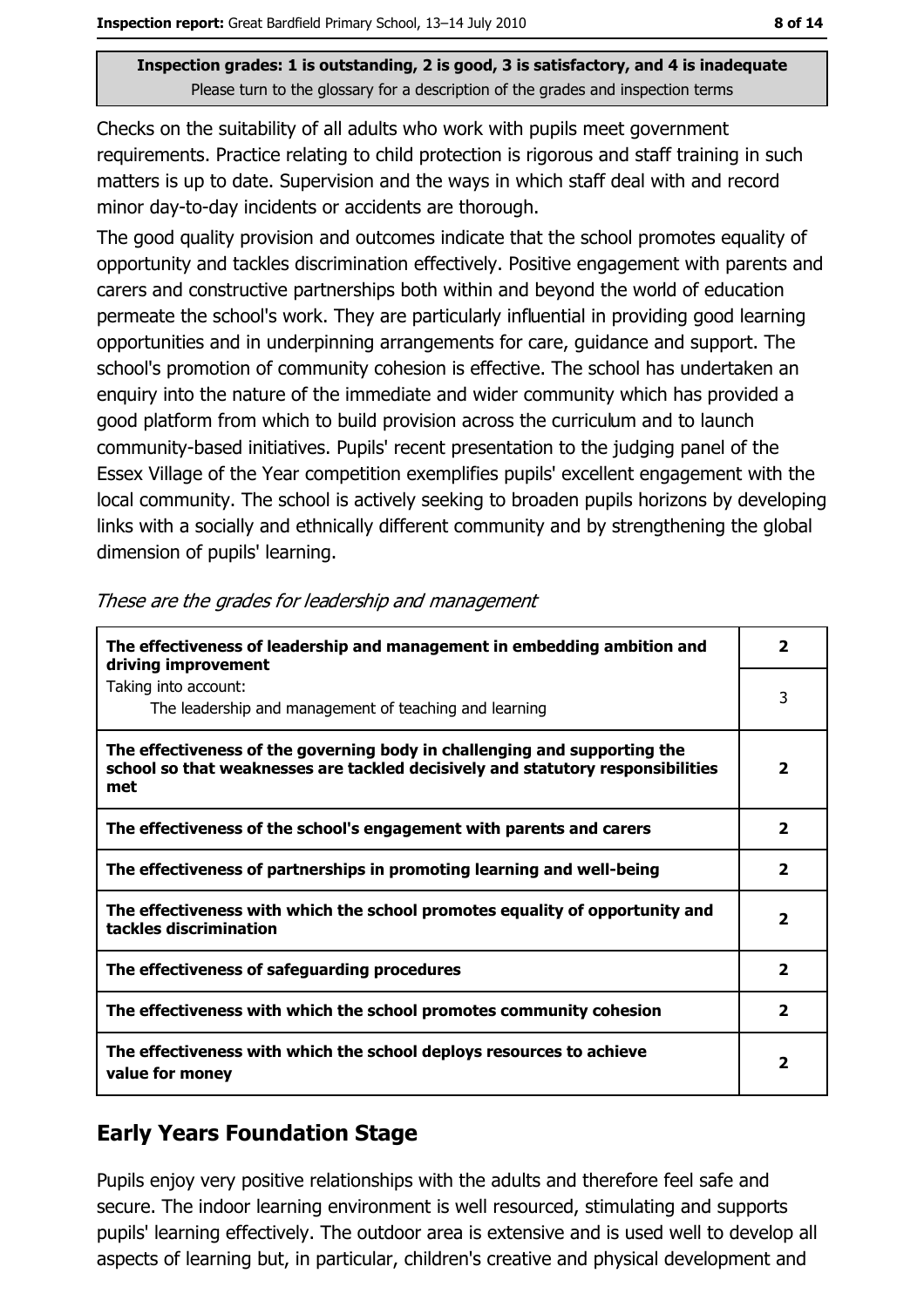**Inspection grades: 1 is outstanding, 2 is good, 3 is satisfactory, and 4 is inadequate**
Please turn to the glossary for a description of the grades and inspection terms

Checks on the suitability of all adults who work with pupils meet government requirements. Practice relating to child protection is rigorous and staff training in such matters is up to date. Supervision and the ways in which staff deal with and record minor day-to-day incidents or accidents are thorough.

The good quality provision and outcomes indicate that the school promotes equality of opportunity and tackles discrimination effectively. Positive engagement with parents and carers and constructive partnerships both within and beyond the world of education permeate the school's work. They are particularly influential in providing good learning opportunities and in underpinning arrangements for care, guidance and support. The school's promotion of community cohesion is effective. The school has undertaken an enquiry into the nature of the immediate and wider community which has provided a good platform from which to build provision across the curriculum and to launch community-based initiatives. Pupils' recent presentation to the judging panel of the Essex Village of the Year competition exemplifies pupils' excellent engagement with the local community. The school is actively seeking to broaden pupils horizons by developing links with a socially and ethnically different community and by strengthening the global dimension of pupils' learning.

*These are the grades for leadership and management*

| | |
|---|---|
| **The effectiveness of leadership and management in embedding ambition and driving improvement** | **2** |
| Taking into account:<br>The leadership and management of teaching and learning | 3 |
| **The effectiveness of the governing body in challenging and supporting the school so that weaknesses are tackled decisively and statutory responsibilities met** | **2** |
| **The effectiveness of the school's engagement with parents and carers** | **2** |
| **The effectiveness of partnerships in promoting learning and well-being** | **2** |
| **The effectiveness with which the school promotes equality of opportunity and tackles discrimination** | **2** |
| **The effectiveness of safeguarding procedures** | **2** |
| **The effectiveness with which the school promotes community cohesion** | **2** |
| **The effectiveness with which the school deploys resources to achieve value for money** | **2** |

## Early Years Foundation Stage

Pupils enjoy very positive relationships with the adults and therefore feel safe and secure. The indoor learning environment is well resourced, stimulating and supports pupils' learning effectively. The outdoor area is extensive and is used well to develop all aspects of learning but, in particular, children's creative and physical development and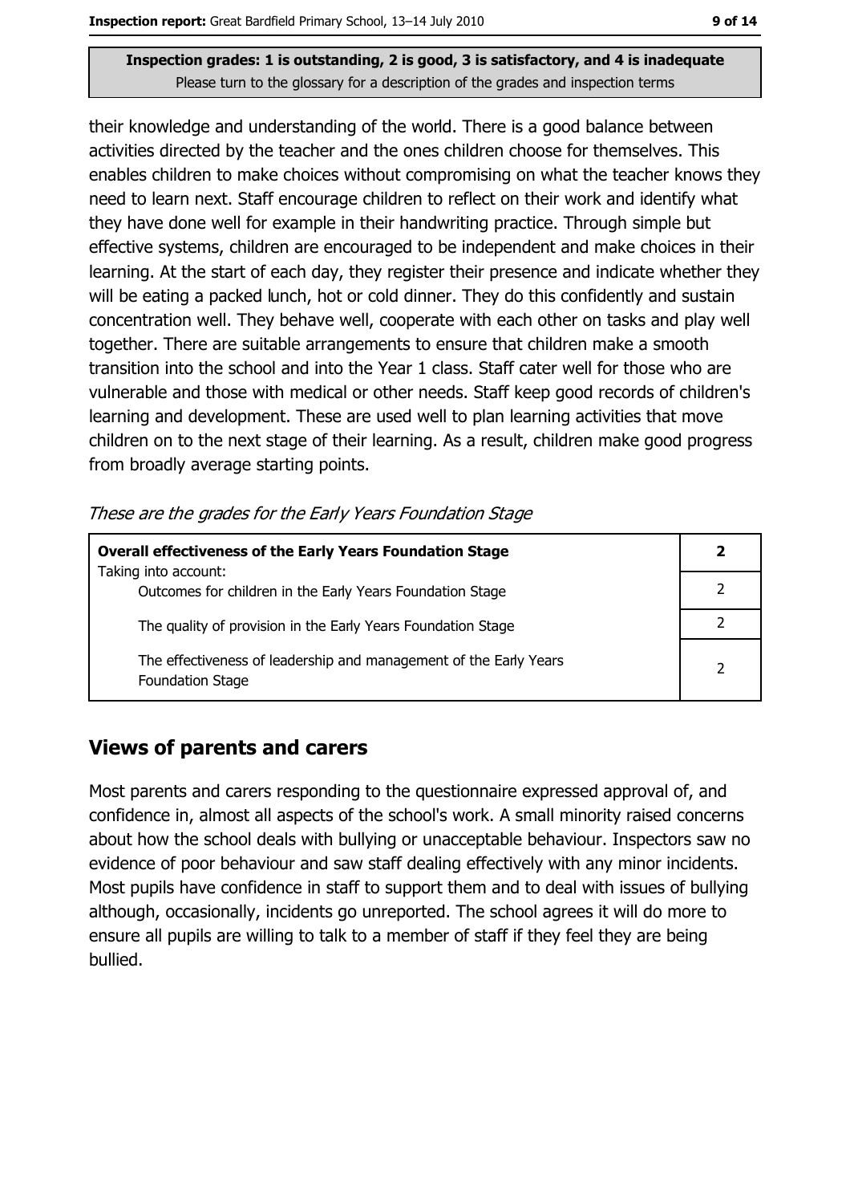**Inspection grades: 1 is outstanding, 2 is good, 3 is satisfactory, and 4 is inadequate**
Please turn to the glossary for a description of the grades and inspection terms

their knowledge and understanding of the world. There is a good balance between activities directed by the teacher and the ones children choose for themselves. This enables children to make choices without compromising on what the teacher knows they need to learn next. Staff encourage children to reflect on their work and identify what they have done well for example in their handwriting practice. Through simple but effective systems, children are encouraged to be independent and make choices in their learning. At the start of each day, they register their presence and indicate whether they will be eating a packed lunch, hot or cold dinner. They do this confidently and sustain concentration well. They behave well, cooperate with each other on tasks and play well together. There are suitable arrangements to ensure that children make a smooth transition into the school and into the Year 1 class. Staff cater well for those who are vulnerable and those with medical or other needs. Staff keep good records of children's learning and development. These are used well to plan learning activities that move children on to the next stage of their learning. As a result, children make good progress from broadly average starting points.

*These are the grades for the Early Years Foundation Stage*

| | |
|---|---|
| **Overall effectiveness of the Early Years Foundation Stage**<br>Taking into account: | **2** |
| Outcomes for children in the Early Years Foundation Stage | 2 |
| The quality of provision in the Early Years Foundation Stage | 2 |
| The effectiveness of leadership and management of the Early Years Foundation Stage | 2 |

## Views of parents and carers

Most parents and carers responding to the questionnaire expressed approval of, and confidence in, almost all aspects of the school's work. A small minority raised concerns about how the school deals with bullying or unacceptable behaviour. Inspectors saw no evidence of poor behaviour and saw staff dealing effectively with any minor incidents. Most pupils have confidence in staff to support them and to deal with issues of bullying although, occasionally, incidents go unreported. The school agrees it will do more to ensure all pupils are willing to talk to a member of staff if they feel they are being bullied.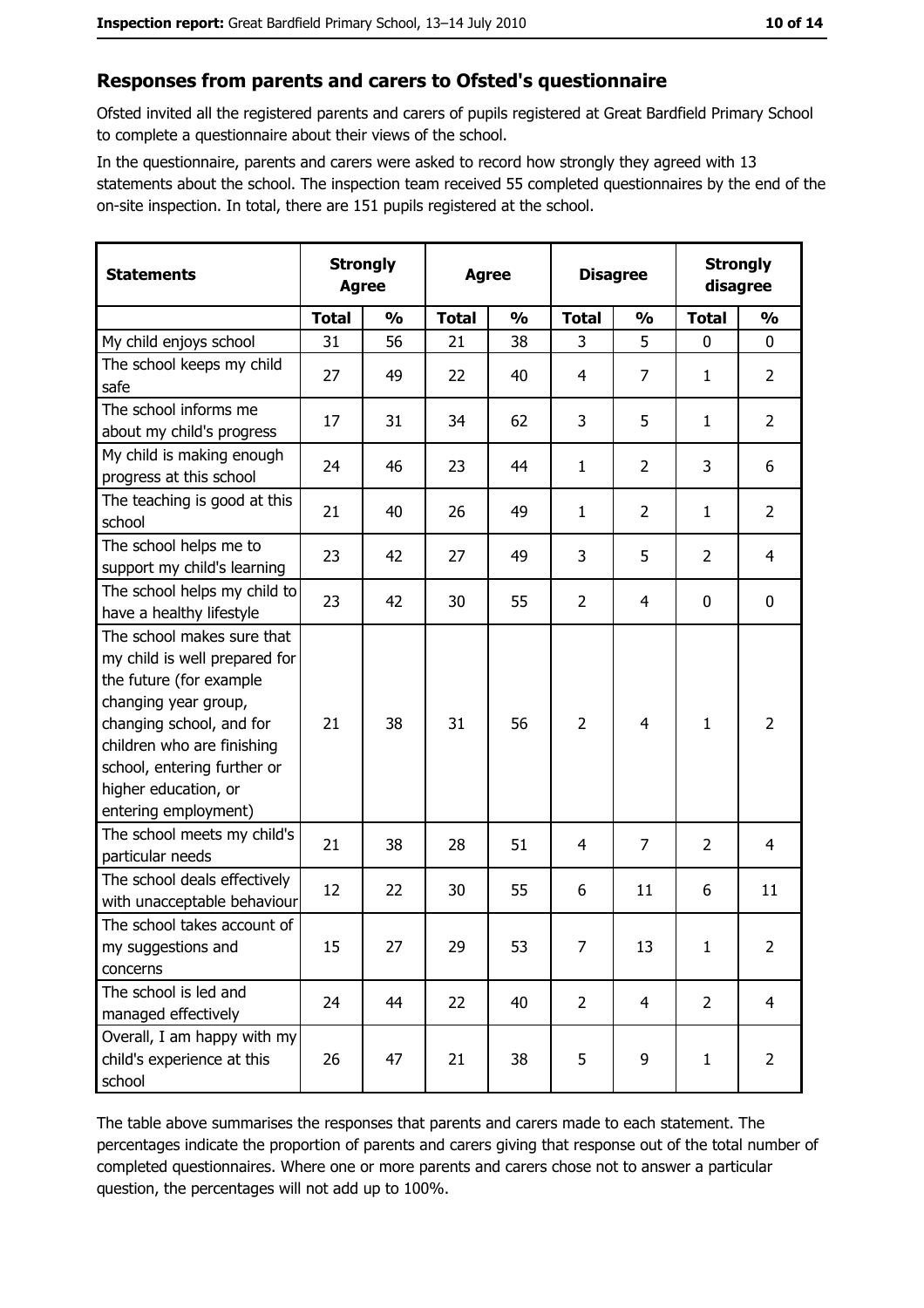## Responses from parents and carers to Ofsted's questionnaire

Ofsted invited all the registered parents and carers of pupils registered at Great Bardfield Primary School to complete a questionnaire about their views of the school.

In the questionnaire, parents and carers were asked to record how strongly they agreed with 13 statements about the school. The inspection team received 55 completed questionnaires by the end of the on-site inspection. In total, there are 151 pupils registered at the school.

| Statements | Strongly Agree | | Agree | | Disagree | | Strongly disagree | |
|---|---|---|---|---|---|---|---|---|
| | Total | % | Total | % | Total | % | Total | % |
| My child enjoys school | 31 | 56 | 21 | 38 | 3 | 5 | 0 | 0 |
| The school keeps my child safe | 27 | 49 | 22 | 40 | 4 | 7 | 1 | 2 |
| The school informs me about my child's progress | 17 | 31 | 34 | 62 | 3 | 5 | 1 | 2 |
| My child is making enough progress at this school | 24 | 46 | 23 | 44 | 1 | 2 | 3 | 6 |
| The teaching is good at this school | 21 | 40 | 26 | 49 | 1 | 2 | 1 | 2 |
| The school helps me to support my child's learning | 23 | 42 | 27 | 49 | 3 | 5 | 2 | 4 |
| The school helps my child to have a healthy lifestyle | 23 | 42 | 30 | 55 | 2 | 4 | 0 | 0 |
| The school makes sure that my child is well prepared for the future (for example changing year group, changing school, and for children who are finishing school, entering further or higher education, or entering employment) | 21 | 38 | 31 | 56 | 2 | 4 | 1 | 2 |
| The school meets my child's particular needs | 21 | 38 | 28 | 51 | 4 | 7 | 2 | 4 |
| The school deals effectively with unacceptable behaviour | 12 | 22 | 30 | 55 | 6 | 11 | 6 | 11 |
| The school takes account of my suggestions and concerns | 15 | 27 | 29 | 53 | 7 | 13 | 1 | 2 |
| The school is led and managed effectively | 24 | 44 | 22 | 40 | 2 | 4 | 2 | 4 |
| Overall, I am happy with my child's experience at this school | 26 | 47 | 21 | 38 | 5 | 9 | 1 | 2 |

The table above summarises the responses that parents and carers made to each statement. The percentages indicate the proportion of parents and carers giving that response out of the total number of completed questionnaires. Where one or more parents and carers chose not to answer a particular question, the percentages will not add up to 100%.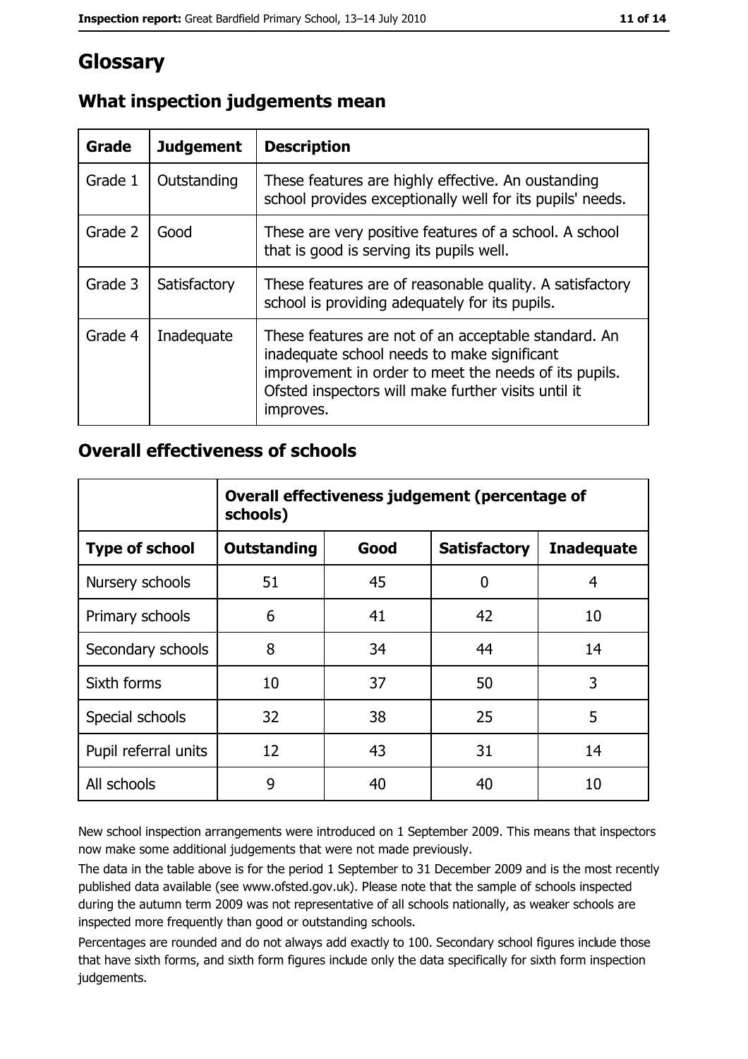# Glossary

## What inspection judgements mean

| Grade | Judgement | Description |
| --- | --- | --- |
| Grade 1 | Outstanding | These features are highly effective. An oustanding school provides exceptionally well for its pupils' needs. |
| Grade 2 | Good | These are very positive features of a school. A school that is good is serving its pupils well. |
| Grade 3 | Satisfactory | These features are of reasonable quality. A satisfactory school is providing adequately for its pupils. |
| Grade 4 | Inadequate | These features are not of an acceptable standard. An inadequate school needs to make significant improvement in order to meet the needs of its pupils. Ofsted inspectors will make further visits until it improves. |

## Overall effectiveness of schools

| | Overall effectiveness judgement (percentage of schools) | | | |
| --- | --- | --- | --- | --- |
| **Type of school** | **Outstanding** | **Good** | **Satisfactory** | **Inadequate** |
| Nursery schools | 51 | 45 | 0 | 4 |
| Primary schools | 6 | 41 | 42 | 10 |
| Secondary schools | 8 | 34 | 44 | 14 |
| Sixth forms | 10 | 37 | 50 | 3 |
| Special schools | 32 | 38 | 25 | 5 |
| Pupil referral units | 12 | 43 | 31 | 14 |
| All schools | 9 | 40 | 40 | 10 |

New school inspection arrangements were introduced on 1 September 2009. This means that inspectors now make some additional judgements that were not made previously.

The data in the table above is for the period 1 September to 31 December 2009 and is the most recently published data available (see www.ofsted.gov.uk). Please note that the sample of schools inspected during the autumn term 2009 was not representative of all schools nationally, as weaker schools are inspected more frequently than good or outstanding schools.

Percentages are rounded and do not always add exactly to 100. Secondary school figures include those that have sixth forms, and sixth form figures include only the data specifically for sixth form inspection judgements.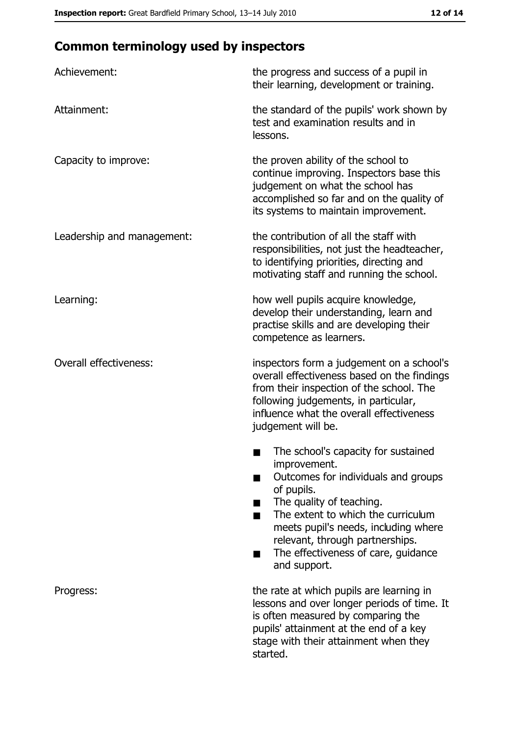## Common terminology used by inspectors

| | |
|---|---|
| Achievement: | the progress and success of a pupil in their learning, development or training. |
| Attainment: | the standard of the pupils' work shown by test and examination results and in lessons. |
| Capacity to improve: | the proven ability of the school to continue improving. Inspectors base this judgement on what the school has accomplished so far and on the quality of its systems to maintain improvement. |
| Leadership and management: | the contribution of all the staff with responsibilities, not just the headteacher, to identifying priorities, directing and motivating staff and running the school. |
| Learning: | how well pupils acquire knowledge, develop their understanding, learn and practise skills and are developing their competence as learners. |
| Overall effectiveness: | inspectors form a judgement on a school's overall effectiveness based on the findings from their inspection of the school. The following judgements, in particular, influence what the overall effectiveness judgement will be.<br>■ The school's capacity for sustained improvement.<br>■ Outcomes for individuals and groups of pupils.<br>■ The quality of teaching.<br>■ The extent to which the curriculum meets pupil's needs, including where relevant, through partnerships.<br>■ The effectiveness of care, guidance and support. |
| Progress: | the rate at which pupils are learning in lessons and over longer periods of time. It is often measured by comparing the pupils' attainment at the end of a key stage with their attainment when they started. |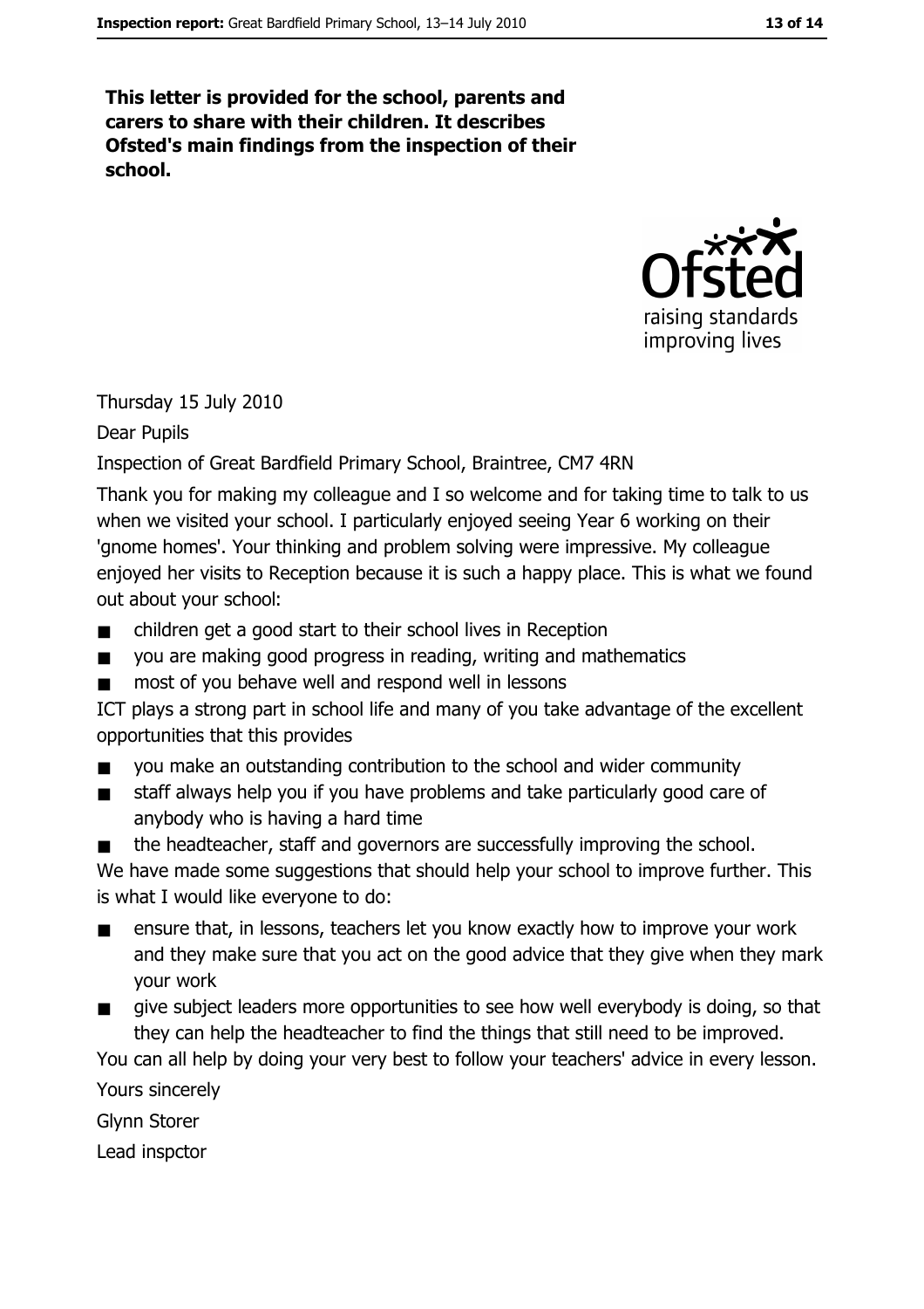**This letter is provided for the school, parents and carers to share with their children. It describes Ofsted's main findings from the inspection of their school.**

Thursday 15 July 2010

Dear Pupils

Inspection of Great Bardfield Primary School, Braintree, CM7 4RN

Thank you for making my colleague and I so welcome and for taking time to talk to us when we visited your school. I particularly enjoyed seeing Year 6 working on their 'gnome homes'. Your thinking and problem solving were impressive. My colleague enjoyed her visits to Reception because it is such a happy place. This is what we found out about your school:

- children get a good start to their school lives in Reception
- you are making good progress in reading, writing and mathematics
- most of you behave well and respond well in lessons

ICT plays a strong part in school life and many of you take advantage of the excellent opportunities that this provides

- you make an outstanding contribution to the school and wider community
- staff always help you if you have problems and take particularly good care of anybody who is having a hard time
- the headteacher, staff and governors are successfully improving the school.

We have made some suggestions that should help your school to improve further. This is what I would like everyone to do:

- ensure that, in lessons, teachers let you know exactly how to improve your work and they make sure that you act on the good advice that they give when they mark your work
- give subject leaders more opportunities to see how well everybody is doing, so that they can help the headteacher to find the things that still need to be improved.

You can all help by doing your very best to follow your teachers' advice in every lesson.

Yours sincerely

Glynn Storer

Lead inspctor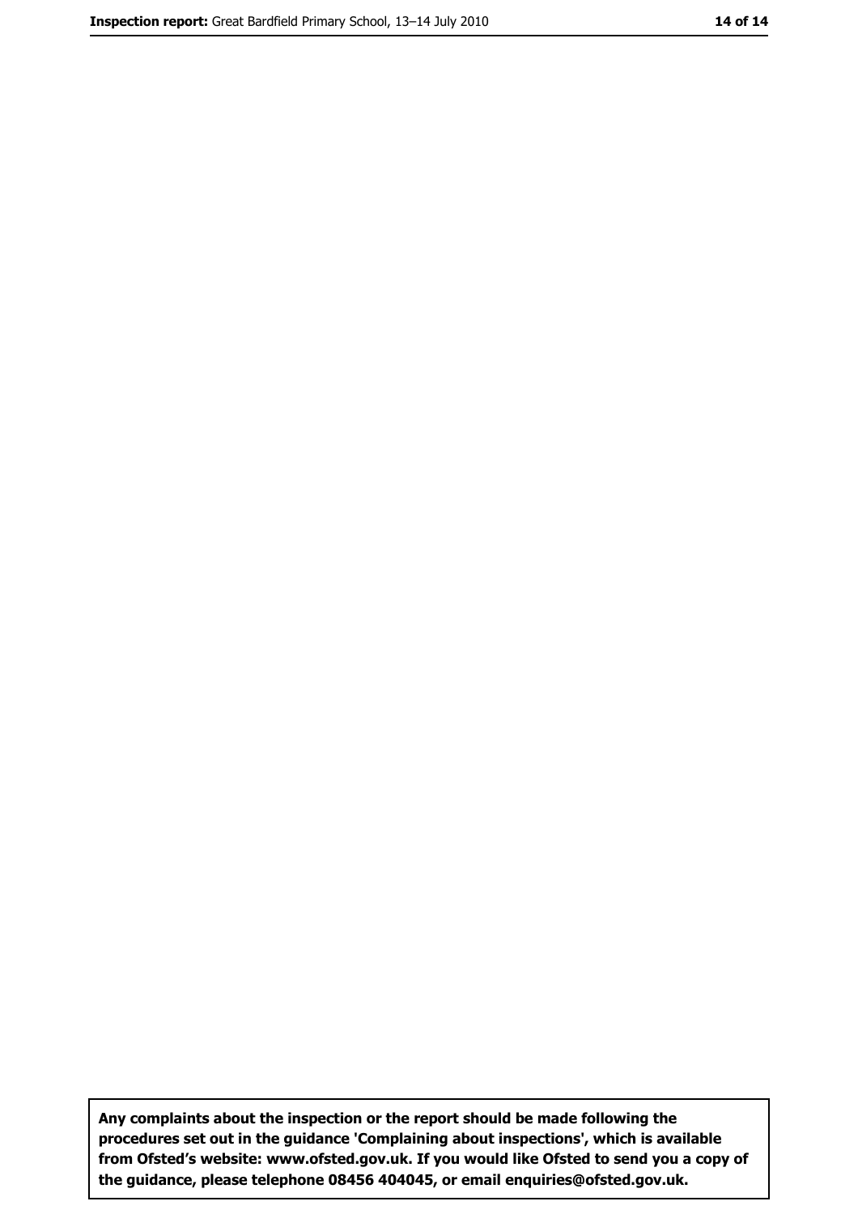**Any complaints about the inspection or the report should be made following the procedures set out in the guidance 'Complaining about inspections', which is available from Ofsted's website: www.ofsted.gov.uk. If you would like Ofsted to send you a copy of the guidance, please telephone 08456 404045, or email enquiries@ofsted.gov.uk.**